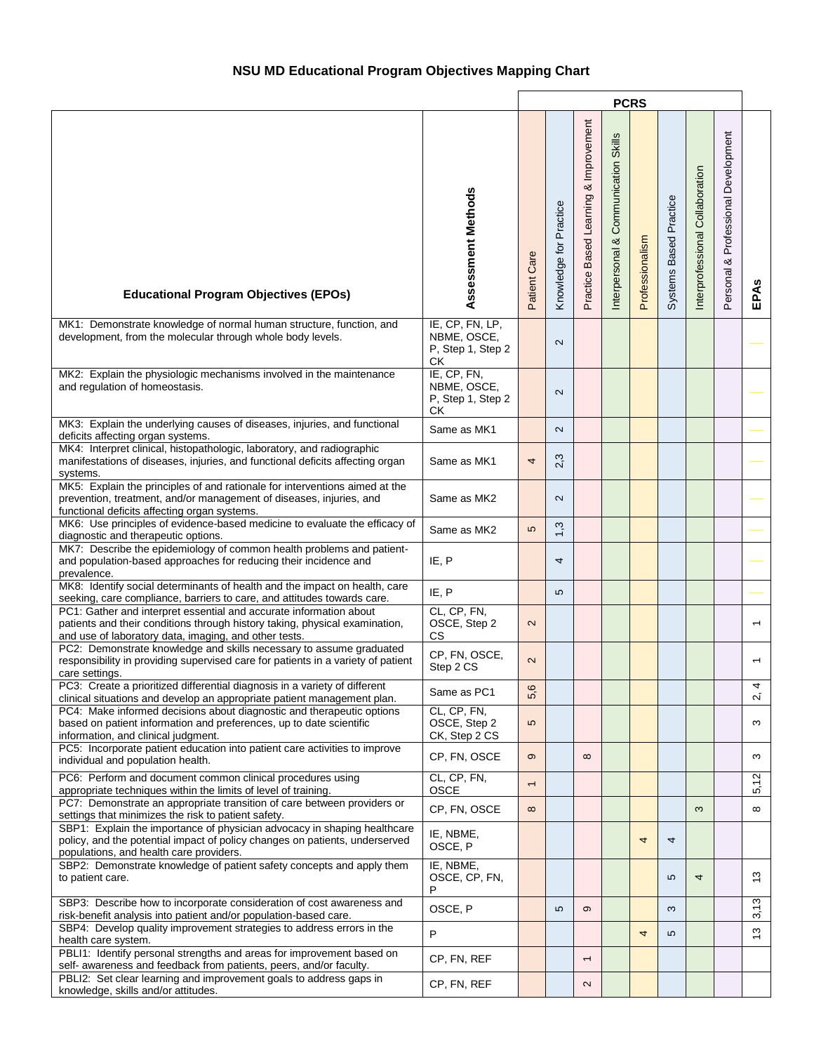# NSU MD Educational Program Objectives Mapping Chart

| Educational Program Objectives (EPOs) | Assessment Methods | PCRS | | | | | | | | EPAs |
|---|---|---|---|---|---|---|---|---|---|---|
| | | Patient Care | Knowledge for Practice | Practice Based Learning & Improvement | Interpersonal & Communication Skills | Professionalism | Systems Based Practice | Interprofessional Collaboration | Personal & Professional Development | |
| MK1: Demonstrate knowledge of normal human structure, function, and development, from the molecular through whole body levels. | IE, CP, FN, LP, NBME, OSCE, P, Step 1, Step 2 CK | | 2 | | | | | | | |
| MK2: Explain the physiologic mechanisms involved in the maintenance and regulation of homeostasis. | IE, CP, FN, NBME, OSCE, P, Step 1, Step 2 CK | | 2 | | | | | | | |
| MK3: Explain the underlying causes of diseases, injuries, and functional deficits affecting organ systems. | Same as MK1 | | 2 | | | | | | | |
| MK4: Interpret clinical, histopathologic, laboratory, and radiographic manifestations of diseases, injuries, and functional deficits affecting organ systems. | Same as MK1 | 4 | 2,3 | | | | | | | |
| MK5: Explain the principles of and rationale for interventions aimed at the prevention, treatment, and/or management of diseases, injuries, and functional deficits affecting organ systems. | Same as MK2 | | 2 | | | | | | | |
| MK6: Use principles of evidence-based medicine to evaluate the efficacy of diagnostic and therapeutic options. | Same as MK2 | 5 | 1,3 | | | | | | | |
| MK7: Describe the epidemiology of common health problems and patient- and population-based approaches for reducing their incidence and prevalence. | IE, P | | 4 | | | | | | | |
| MK8: Identify social determinants of health and the impact on health, care seeking, care compliance, barriers to care, and attitudes towards care. | IE, P | | 5 | | | | | | | |
| PC1: Gather and interpret essential and accurate information about patients and their conditions through history taking, physical examination, and use of laboratory data, imaging, and other tests. | CL, CP, FN, OSCE, Step 2 CS | 2 | | | | | | | | 1 |
| PC2: Demonstrate knowledge and skills necessary to assume graduated responsibility in providing supervised care for patients in a variety of patient care settings. | CP, FN, OSCE, Step 2 CS | 2 | | | | | | | | 1 |
| PC3: Create a prioritized differential diagnosis in a variety of different clinical situations and develop an appropriate patient management plan. | Same as PC1 | 5,6 | | | | | | | | 2, 4 |
| PC4: Make informed decisions about diagnostic and therapeutic options based on patient information and preferences, up to date scientific information, and clinical judgment. | CL, CP, FN, OSCE, Step 2 CK, Step 2 CS | 5 | | | | | | | | 3 |
| PC5: Incorporate patient education into patient care activities to improve individual and population health. | CP, FN, OSCE | 9 | | 8 | | | | | | 3 |
| PC6: Perform and document common clinical procedures using appropriate techniques within the limits of level of training. | CL, CP, FN, OSCE | 1 | | | | | | | | 5,12 |
| PC7: Demonstrate an appropriate transition of care between providers or settings that minimizes the risk to patient safety. | CP, FN, OSCE | 8 | | | | | | 3 | | 8 |
| SBP1: Explain the importance of physician advocacy in shaping healthcare policy, and the potential impact of policy changes on patients, underserved populations, and health care providers. | IE, NBME, OSCE, P | | | | | 4 | 4 | | | |
| SBP2: Demonstrate knowledge of patient safety concepts and apply them to patient care. | IE, NBME, OSCE, CP, FN, P | | | | | | 5 | 4 | | 13 |
| SBP3: Describe how to incorporate consideration of cost awareness and risk-benefit analysis into patient and/or population-based care. | OSCE, P | | 5 | 9 | | | 3 | | | 3,13 |
| SBP4: Develop quality improvement strategies to address errors in the health care system. | P | | | | | 4 | 5 | | | 13 |
| PBLI1: Identify personal strengths and areas for improvement based on self- awareness and feedback from patients, peers, and/or faculty. | CP, FN, REF | | | 1 | | | | | | |
| PBLI2: Set clear learning and improvement goals to address gaps in knowledge, skills and/or attitudes. | CP, FN, REF | | | 2 | | | | | | |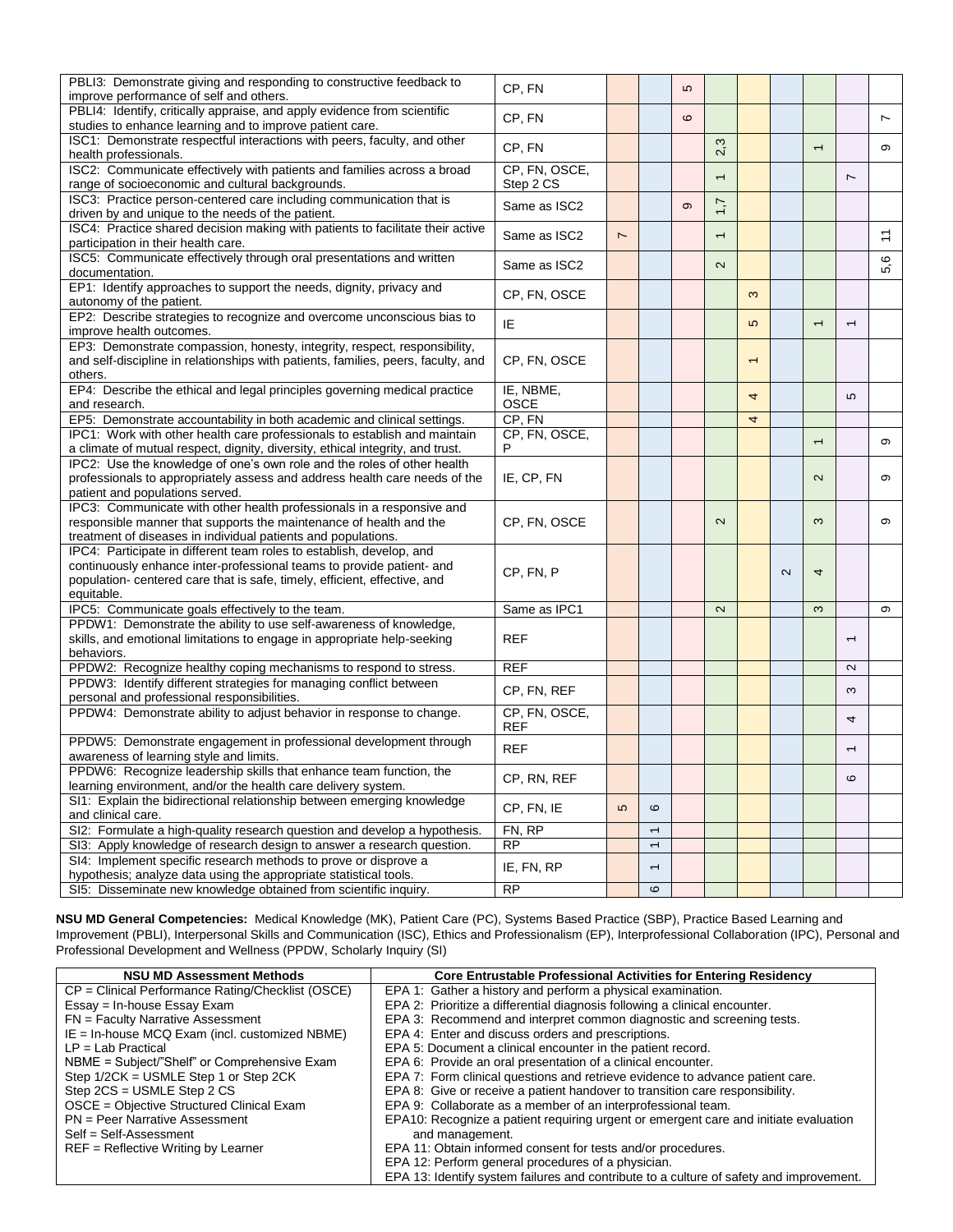| | | | | | | | | | | |
|---|---|---|---|---|---|---|---|---|---|---|
| PBLI3: Demonstrate giving and responding to constructive feedback to improve performance of self and others. | CP, FN | | | 5 | | | | | | |
| PBLI4: Identify, critically appraise, and apply evidence from scientific studies to enhance learning and to improve patient care. | CP, FN | | | 6 | | | | | | 7 |
| ISC1: Demonstrate respectful interactions with peers, faculty, and other health professionals. | CP, FN | | | | 2,3 | | | 1 | | 9 |
| ISC2: Communicate effectively with patients and families across a broad range of socioeconomic and cultural backgrounds. | CP, FN, OSCE, Step 2 CS | | | | 1 | | | | 7 | |
| ISC3: Practice person-centered care including communication that is driven by and unique to the needs of the patient. | Same as ISC2 | | | 9 | 1,7 | | | | | |
| ISC4: Practice shared decision making with patients to facilitate their active participation in their health care. | Same as ISC2 | 7 | | | 1 | | | | | 11 |
| ISC5: Communicate effectively through oral presentations and written documentation. | Same as ISC2 | | | | 2 | | | | | 5,6 |
| EP1: Identify approaches to support the needs, dignity, privacy and autonomy of the patient. | CP, FN, OSCE | | | | | 3 | | | | |
| EP2: Describe strategies to recognize and overcome unconscious bias to improve health outcomes. | IE | | | | | 5 | | 1 | 1 | |
| EP3: Demonstrate compassion, honesty, integrity, respect, responsibility, and self-discipline in relationships with patients, families, peers, faculty, and others. | CP, FN, OSCE | | | | | 1 | | | | |
| EP4: Describe the ethical and legal principles governing medical practice and research. | IE, NBME, OSCE | | | | | 4 | | | 5 | |
| EP5: Demonstrate accountability in both academic and clinical settings. | CP, FN | | | | | 4 | | | | |
| IPC1: Work with other health care professionals to establish and maintain a climate of mutual respect, dignity, diversity, ethical integrity, and trust. | CP, FN, OSCE, P | | | | | | | 1 | | 9 |
| IPC2: Use the knowledge of one's own role and the roles of other health professionals to appropriately assess and address health care needs of the patient and populations served. | IE, CP, FN | | | | | | | 2 | | 9 |
| IPC3: Communicate with other health professionals in a responsive and responsible manner that supports the maintenance of health and the treatment of diseases in individual patients and populations. | CP, FN, OSCE | | | | 2 | | | 3 | | 9 |
| IPC4: Participate in different team roles to establish, develop, and continuously enhance inter-professional teams to provide patient- and population- centered care that is safe, timely, efficient, effective, and equitable. | CP, FN, P | | | | | | 2 | 4 | | |
| IPC5: Communicate goals effectively to the team. | Same as IPC1 | | | | 2 | | | 3 | | 9 |
| PPDW1: Demonstrate the ability to use self-awareness of knowledge, skills, and emotional limitations to engage in appropriate help-seeking behaviors. | REF | | | | | | | | 1 | |
| PPDW2: Recognize healthy coping mechanisms to respond to stress. | REF | | | | | | | | 2 | |
| PPDW3: Identify different strategies for managing conflict between personal and professional responsibilities. | CP, FN, REF | | | | | | | | 3 | |
| PPDW4: Demonstrate ability to adjust behavior in response to change. | CP, FN, OSCE, REF | | | | | | | | 4 | |
| PPDW5: Demonstrate engagement in professional development through awareness of learning style and limits. | REF | | | | | | | | 1 | |
| PPDW6: Recognize leadership skills that enhance team function, the learning environment, and/or the health care delivery system. | CP, RN, REF | | | | | | | | 6 | |
| SI1: Explain the bidirectional relationship between emerging knowledge and clinical care. | CP, FN, IE | 5 | 6 | | | | | | | |
| SI2: Formulate a high-quality research question and develop a hypothesis. | FN, RP | | 1 | | | | | | | |
| SI3: Apply knowledge of research design to answer a research question. | RP | | 1 | | | | | | | |
| SI4: Implement specific research methods to prove or disprove a hypothesis; analyze data using the appropriate statistical tools. | IE, FN, RP | | 1 | | | | | | | |
| SI5: Disseminate new knowledge obtained from scientific inquiry. | RP | | 6 | | | | | | | |

**NSU MD General Competencies:** Medical Knowledge (MK), Patient Care (PC), Systems Based Practice (SBP), Practice Based Learning and Improvement (PBLI), Interpersonal Skills and Communication (ISC), Ethics and Professionalism (EP), Interprofessional Collaboration (IPC), Personal and Professional Development and Wellness (PPDW, Scholarly Inquiry (SI)

| NSU MD Assessment Methods | Core Entrustable Professional Activities for Entering Residency |
|---|---|
| CP = Clinical Performance Rating/Checklist (OSCE) | EPA 1: Gather a history and perform a physical examination. |
| Essay = In-house Essay Exam | EPA 2: Prioritize a differential diagnosis following a clinical encounter. |
| FN = Faculty Narrative Assessment | EPA 3: Recommend and interpret common diagnostic and screening tests. |
| IE = In-house MCQ Exam (incl. customized NBME) | EPA 4: Enter and discuss orders and prescriptions. |
| LP = Lab Practical | EPA 5: Document a clinical encounter in the patient record. |
| NBME = Subject/"Shelf" or Comprehensive Exam | EPA 6: Provide an oral presentation of a clinical encounter. |
| Step 1/2CK = USMLE Step 1 or Step 2CK | EPA 7: Form clinical questions and retrieve evidence to advance patient care. |
| Step 2CS = USMLE Step 2 CS | EPA 8: Give or receive a patient handover to transition care responsibility. |
| OSCE = Objective Structured Clinical Exam | EPA 9: Collaborate as a member of an interprofessional team. |
| PN = Peer Narrative Assessment | EPA10: Recognize a patient requiring urgent or emergent care and initiate evaluation and management. |
| Self = Self-Assessment | EPA 11: Obtain informed consent for tests and/or procedures. |
| REF = Reflective Writing by Learner | EPA 12: Perform general procedures of a physician. |
| | EPA 13: Identify system failures and contribute to a culture of safety and improvement. |